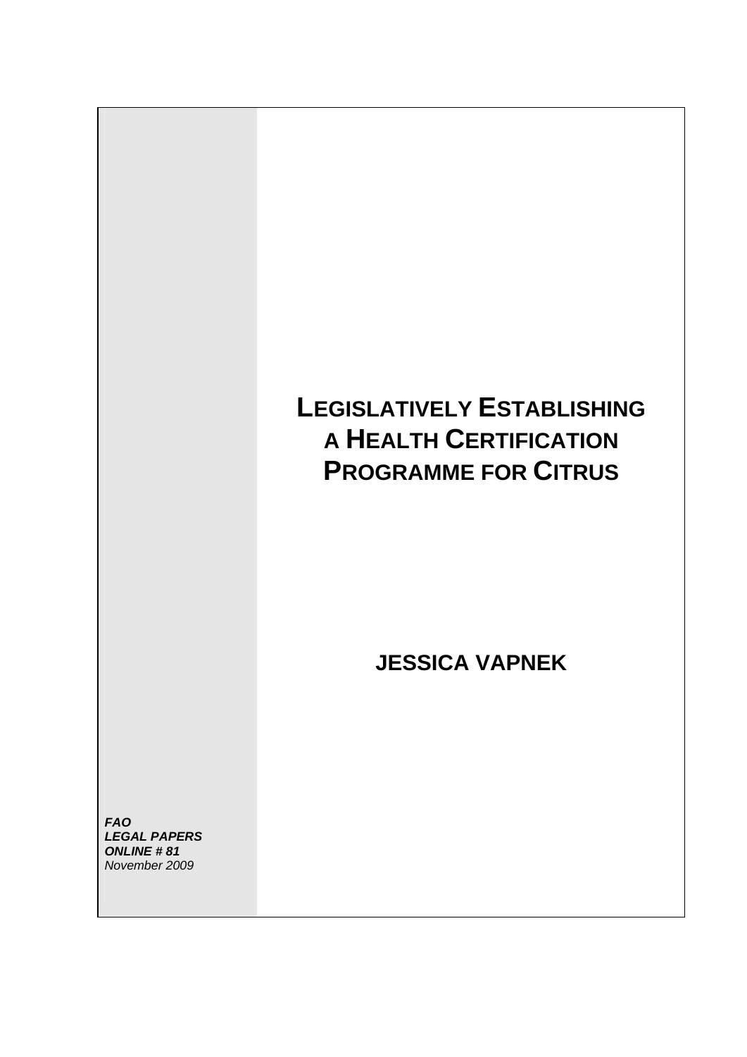# LEGISLATIVELY ESTABLISHING A HEALTH CERTIFICATION PROGRAMME FOR CITRUS

## JESSICA VAPNEK

***FAO***
***LEGAL PAPERS***
***ONLINE # 81***
*November 2009*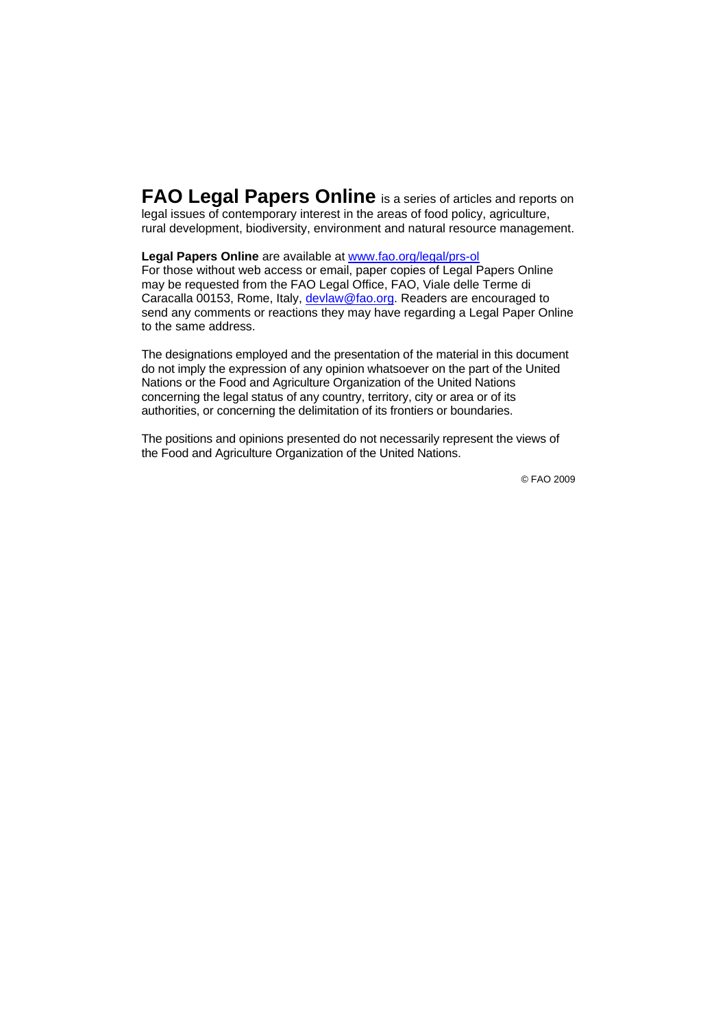**FAO Legal Papers Online** is a series of articles and reports on legal issues of contemporary interest in the areas of food policy, agriculture, rural development, biodiversity, environment and natural resource management.

**Legal Papers Online** are available at [www.fao.org/legal/prs-ol](http://www.fao.org/legal/prs-ol)
For those without web access or email, paper copies of Legal Papers Online may be requested from the FAO Legal Office, FAO, Viale delle Terme di Caracalla 00153, Rome, Italy, [devlaw@fao.org](mailto:devlaw@fao.org). Readers are encouraged to send any comments or reactions they may have regarding a Legal Paper Online to the same address.

The designations employed and the presentation of the material in this document do not imply the expression of any opinion whatsoever on the part of the United Nations or the Food and Agriculture Organization of the United Nations concerning the legal status of any country, territory, city or area or of its authorities, or concerning the delimitation of its frontiers or boundaries.

The positions and opinions presented do not necessarily represent the views of the Food and Agriculture Organization of the United Nations.

© FAO 2009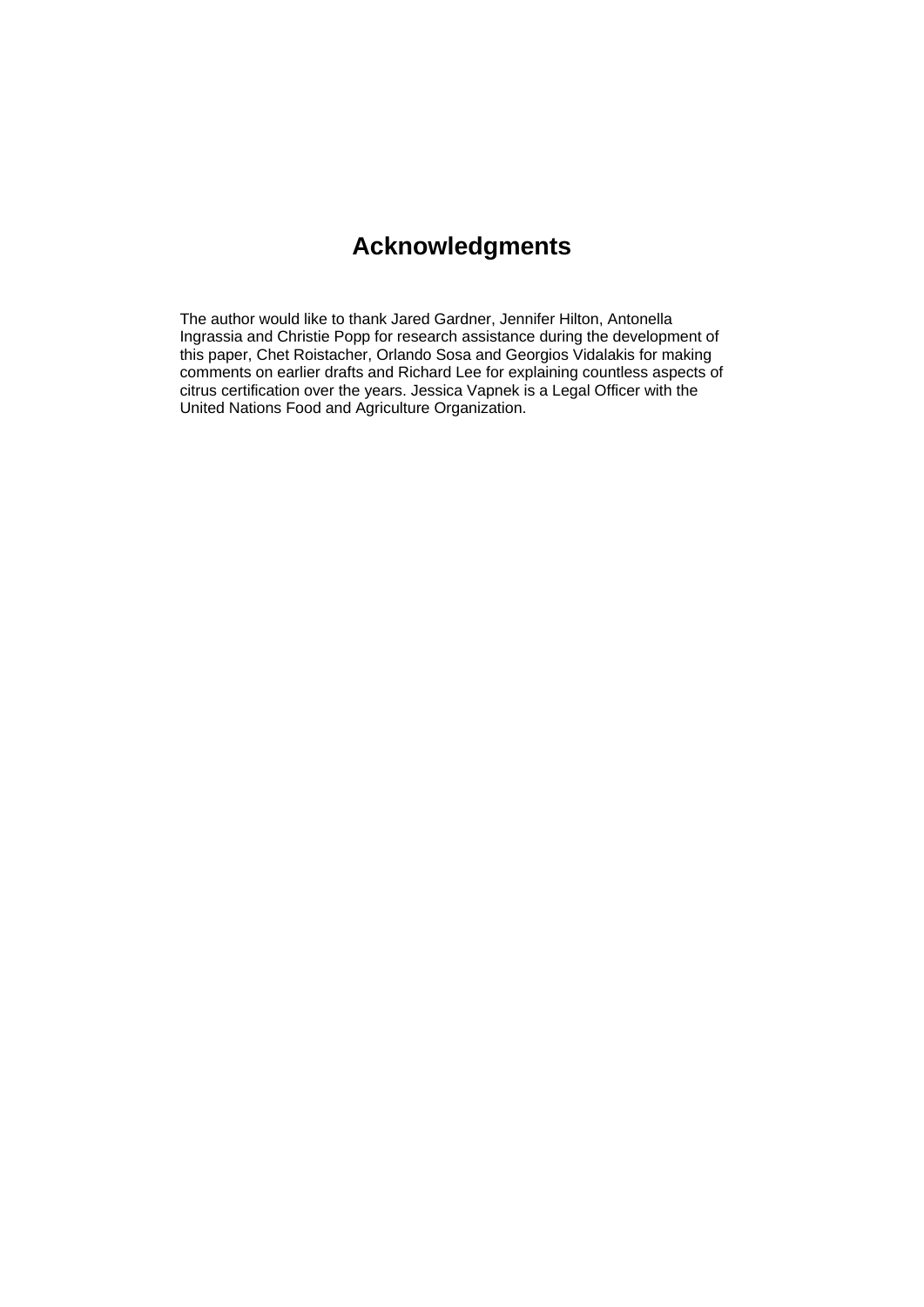# Acknowledgments

The author would like to thank Jared Gardner, Jennifer Hilton, Antonella Ingrassia and Christie Popp for research assistance during the development of this paper, Chet Roistacher, Orlando Sosa and Georgios Vidalakis for making comments on earlier drafts and Richard Lee for explaining countless aspects of citrus certification over the years. Jessica Vapnek is a Legal Officer with the United Nations Food and Agriculture Organization.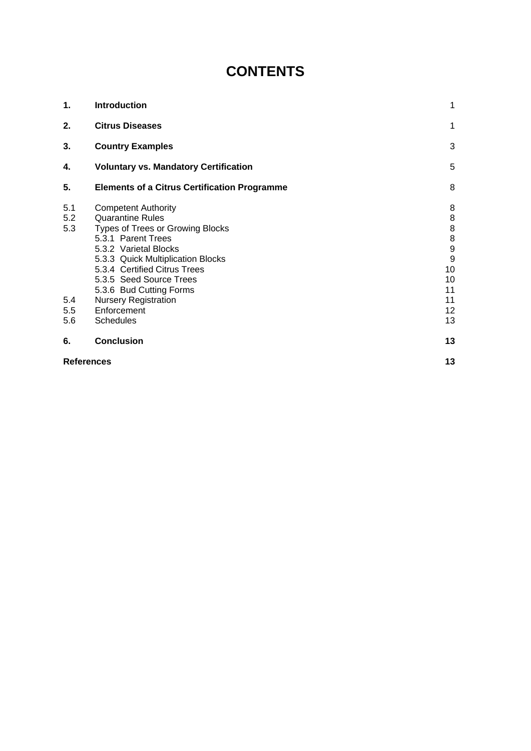# CONTENTS

| | | |
|---|---|---|
| **1.** | **Introduction** | 1 |
| **2.** | **Citrus Diseases** | 1 |
| **3.** | **Country Examples** | 3 |
| **4.** | **Voluntary vs. Mandatory Certification** | 5 |
| **5.** | **Elements of a Citrus Certification Programme** | 8 |
| 5.1 | Competent Authority | 8 |
| 5.2 | Quarantine Rules | 8 |
| 5.3 | Types of Trees or Growing Blocks | 8 |
| | 5.3.1 Parent Trees | 8 |
| | 5.3.2 Varietal Blocks | 9 |
| | 5.3.3 Quick Multiplication Blocks | 9 |
| | 5.3.4 Certified Citrus Trees | 10 |
| | 5.3.5 Seed Source Trees | 10 |
| | 5.3.6 Bud Cutting Forms | 11 |
| 5.4 | Nursery Registration | 11 |
| 5.5 | Enforcement | 12 |
| 5.6 | Schedules | 13 |
| **6.** | **Conclusion** | **13** |
| **References** | | **13** |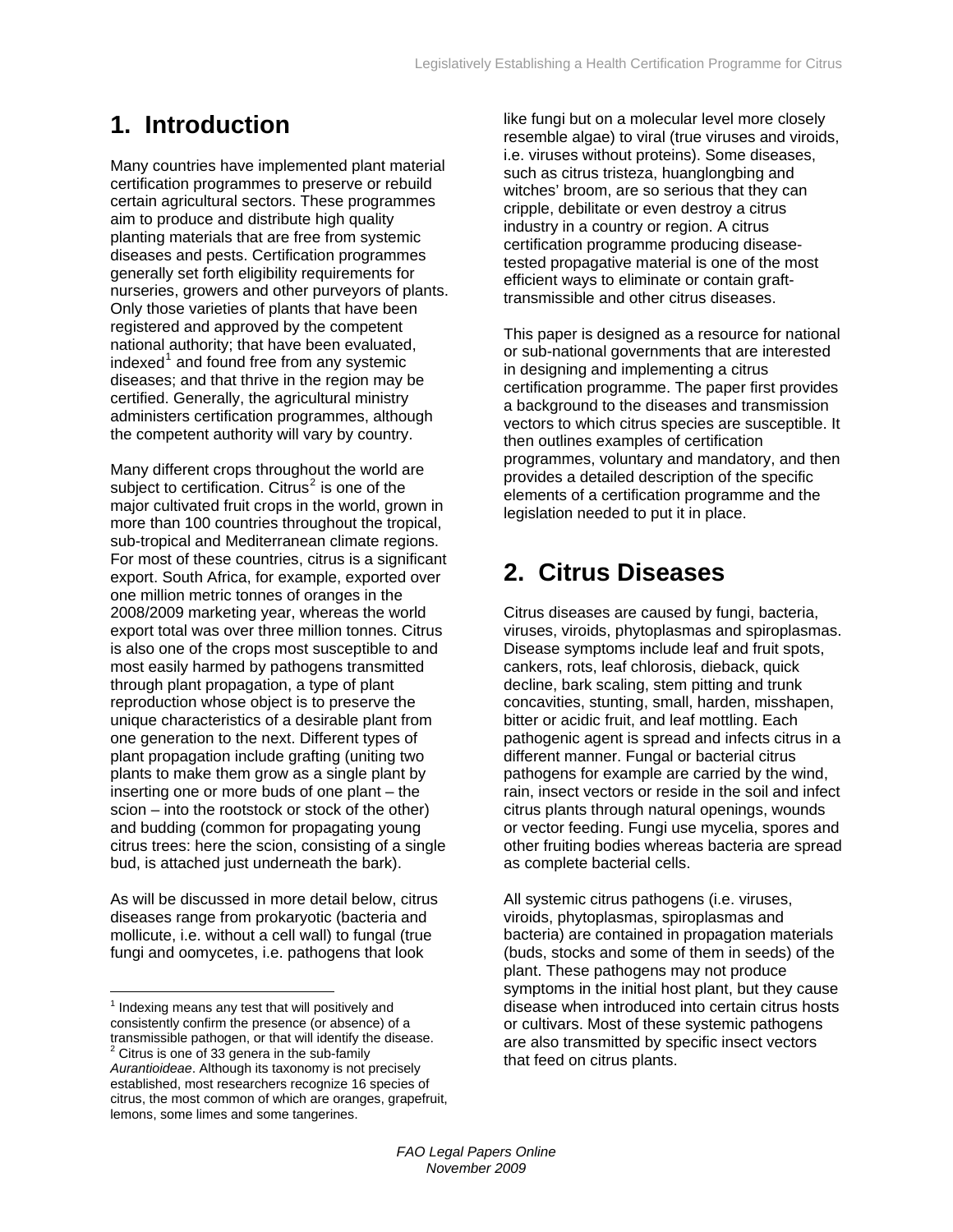# 1. Introduction

Many countries have implemented plant material certification programmes to preserve or rebuild certain agricultural sectors. These programmes aim to produce and distribute high quality planting materials that are free from systemic diseases and pests. Certification programmes generally set forth eligibility requirements for nurseries, growers and other purveyors of plants. Only those varieties of plants that have been registered and approved by the competent national authority; that have been evaluated, indexed[1] and found free from any systemic diseases; and that thrive in the region may be certified. Generally, the agricultural ministry administers certification programmes, although the competent authority will vary by country.

Many different crops throughout the world are subject to certification. Citrus[2] is one of the major cultivated fruit crops in the world, grown in more than 100 countries throughout the tropical, sub-tropical and Mediterranean climate regions. For most of these countries, citrus is a significant export. South Africa, for example, exported over one million metric tonnes of oranges in the 2008/2009 marketing year, whereas the world export total was over three million tonnes. Citrus is also one of the crops most susceptible to and most easily harmed by pathogens transmitted through plant propagation, a type of plant reproduction whose object is to preserve the unique characteristics of a desirable plant from one generation to the next. Different types of plant propagation include grafting (uniting two plants to make them grow as a single plant by inserting one or more buds of one plant – the scion – into the rootstock or stock of the other) and budding (common for propagating young citrus trees: here the scion, consisting of a single bud, is attached just underneath the bark).

As will be discussed in more detail below, citrus diseases range from prokaryotic (bacteria and mollicute, i.e. without a cell wall) to fungal (true fungi and oomycetes, i.e. pathogens that look like fungi but on a molecular level more closely resemble algae) to viral (true viruses and viroids, i.e. viruses without proteins). Some diseases, such as citrus tristeza, huanglongbing and witches' broom, are so serious that they can cripple, debilitate or even destroy a citrus industry in a country or region. A citrus certification programme producing disease-tested propagative material is one of the most efficient ways to eliminate or contain graft-transmissible and other citrus diseases.

This paper is designed as a resource for national or sub-national governments that are interested in designing and implementing a citrus certification programme. The paper first provides a background to the diseases and transmission vectors to which citrus species are susceptible. It then outlines examples of certification programmes, voluntary and mandatory, and then provides a detailed description of the specific elements of a certification programme and the legislation needed to put it in place.

# 2. Citrus Diseases

Citrus diseases are caused by fungi, bacteria, viruses, viroids, phytoplasmas and spiroplasmas. Disease symptoms include leaf and fruit spots, cankers, rots, leaf chlorosis, dieback, quick decline, bark scaling, stem pitting and trunk concavities, stunting, small, harden, misshapen, bitter or acidic fruit, and leaf mottling. Each pathogenic agent is spread and infects citrus in a different manner. Fungal or bacterial citrus pathogens for example are carried by the wind, rain, insect vectors or reside in the soil and infect citrus plants through natural openings, wounds or vector feeding. Fungi use mycelia, spores and other fruiting bodies whereas bacteria are spread as complete bacterial cells.

All systemic citrus pathogens (i.e. viruses, viroids, phytoplasmas, spiroplasmas and bacteria) are contained in propagation materials (buds, stocks and some of them in seeds) of the plant. These pathogens may not produce symptoms in the initial host plant, but they cause disease when introduced into certain citrus hosts or cultivars. Most of these systemic pathogens are also transmitted by specific insect vectors that feed on citrus plants.

---

[1] Indexing means any test that will positively and consistently confirm the presence (or absence) of a transmissible pathogen, or that will identify the disease.

[2] Citrus is one of 33 genera in the sub-family *Aurantioideae*. Although its taxonomy is not precisely established, most researchers recognize 16 species of citrus, the most common of which are oranges, grapefruit, lemons, some limes and some tangerines.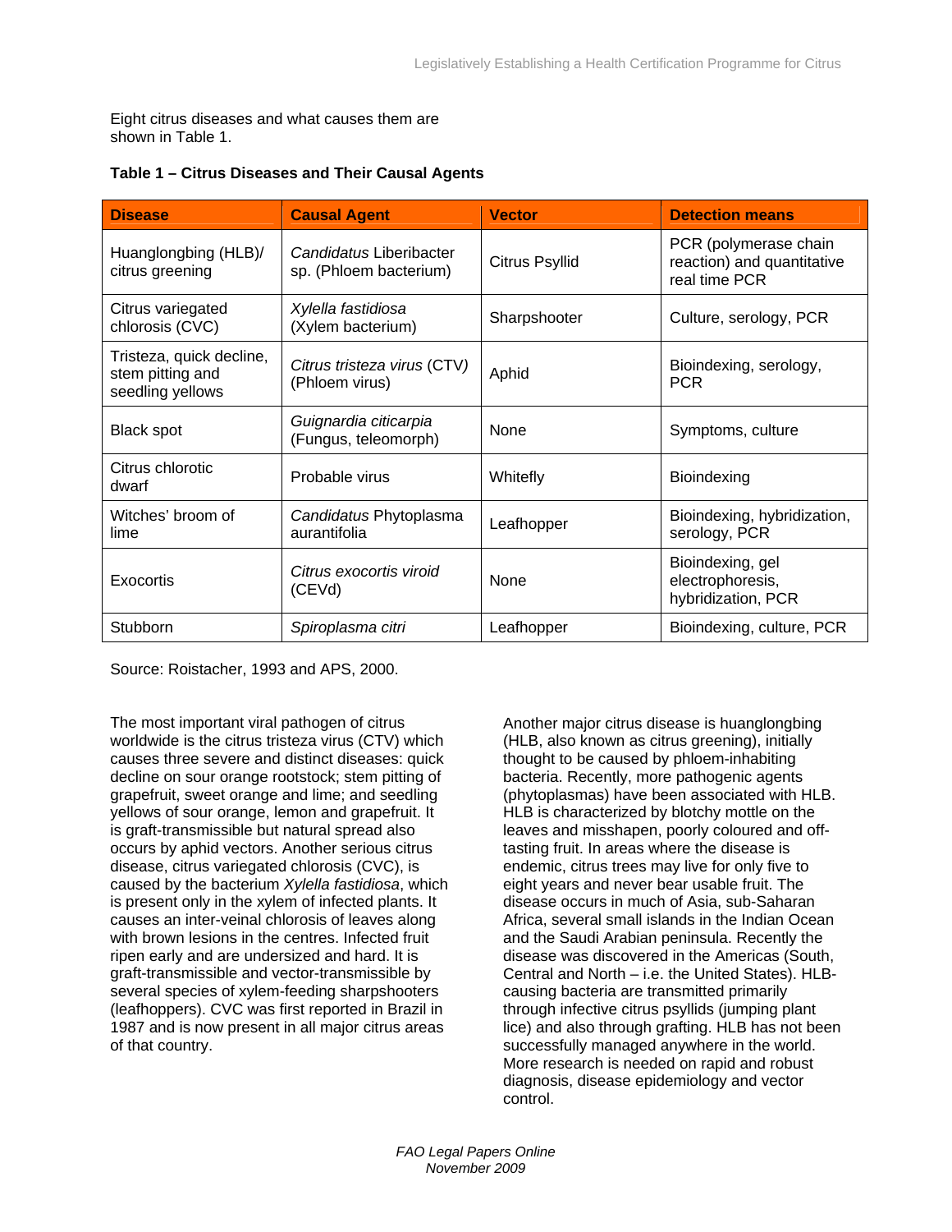Eight citrus diseases and what causes them are shown in Table 1.

**Table 1 – Citrus Diseases and Their Causal Agents**

| Disease | Causal Agent | Vector | Detection means |
|---|---|---|---|
| Huanglongbing (HLB)/ citrus greening | *Candidatus* Liberibacter sp. (Phloem bacterium) | Citrus Psyllid | PCR (polymerase chain reaction) and quantitative real time PCR |
| Citrus variegated chlorosis (CVC) | *Xylella fastidiosa* (Xylem bacterium) | Sharpshooter | Culture, serology, PCR |
| Tristeza, quick decline, stem pitting and seedling yellows | *Citrus tristeza virus* (CTV) (Phloem virus) | Aphid | Bioindexing, serology, PCR |
| Black spot | *Guignardia citicarpia* (Fungus, teleomorph) | None | Symptoms, culture |
| Citrus chlorotic dwarf | Probable virus | Whitefly | Bioindexing |
| Witches' broom of lime | *Candidatus* Phytoplasma aurantifolia | Leafhopper | Bioindexing, hybridization, serology, PCR |
| Exocortis | *Citrus exocortis viroid* (CEVd) | None | Bioindexing, gel electrophoresis, hybridization, PCR |
| Stubborn | *Spiroplasma citri* | Leafhopper | Bioindexing, culture, PCR |

Source: Roistacher, 1993 and APS, 2000.

The most important viral pathogen of citrus worldwide is the citrus tristeza virus (CTV) which causes three severe and distinct diseases: quick decline on sour orange rootstock; stem pitting of grapefruit, sweet orange and lime; and seedling yellows of sour orange, lemon and grapefruit. It is graft-transmissible but natural spread also occurs by aphid vectors. Another serious citrus disease, citrus variegated chlorosis (CVC), is caused by the bacterium *Xylella fastidiosa*, which is present only in the xylem of infected plants. It causes an inter-veinal chlorosis of leaves along with brown lesions in the centres. Infected fruit ripen early and are undersized and hard. It is graft-transmissible and vector-transmissible by several species of xylem-feeding sharpshooters (leafhoppers). CVC was first reported in Brazil in 1987 and is now present in all major citrus areas of that country.

Another major citrus disease is huanglongbing (HLB, also known as citrus greening), initially thought to be caused by phloem-inhabiting bacteria. Recently, more pathogenic agents (phytoplasmas) have been associated with HLB. HLB is characterized by blotchy mottle on the leaves and misshapen, poorly coloured and off-tasting fruit. In areas where the disease is endemic, citrus trees may live for only five to eight years and never bear usable fruit. The disease occurs in much of Asia, sub-Saharan Africa, several small islands in the Indian Ocean and the Saudi Arabian peninsula. Recently the disease was discovered in the Americas (South, Central and North – i.e. the United States). HLB-causing bacteria are transmitted primarily through infective citrus psyllids (jumping plant lice) and also through grafting. HLB has not been successfully managed anywhere in the world. More research is needed on rapid and robust diagnosis, disease epidemiology and vector control.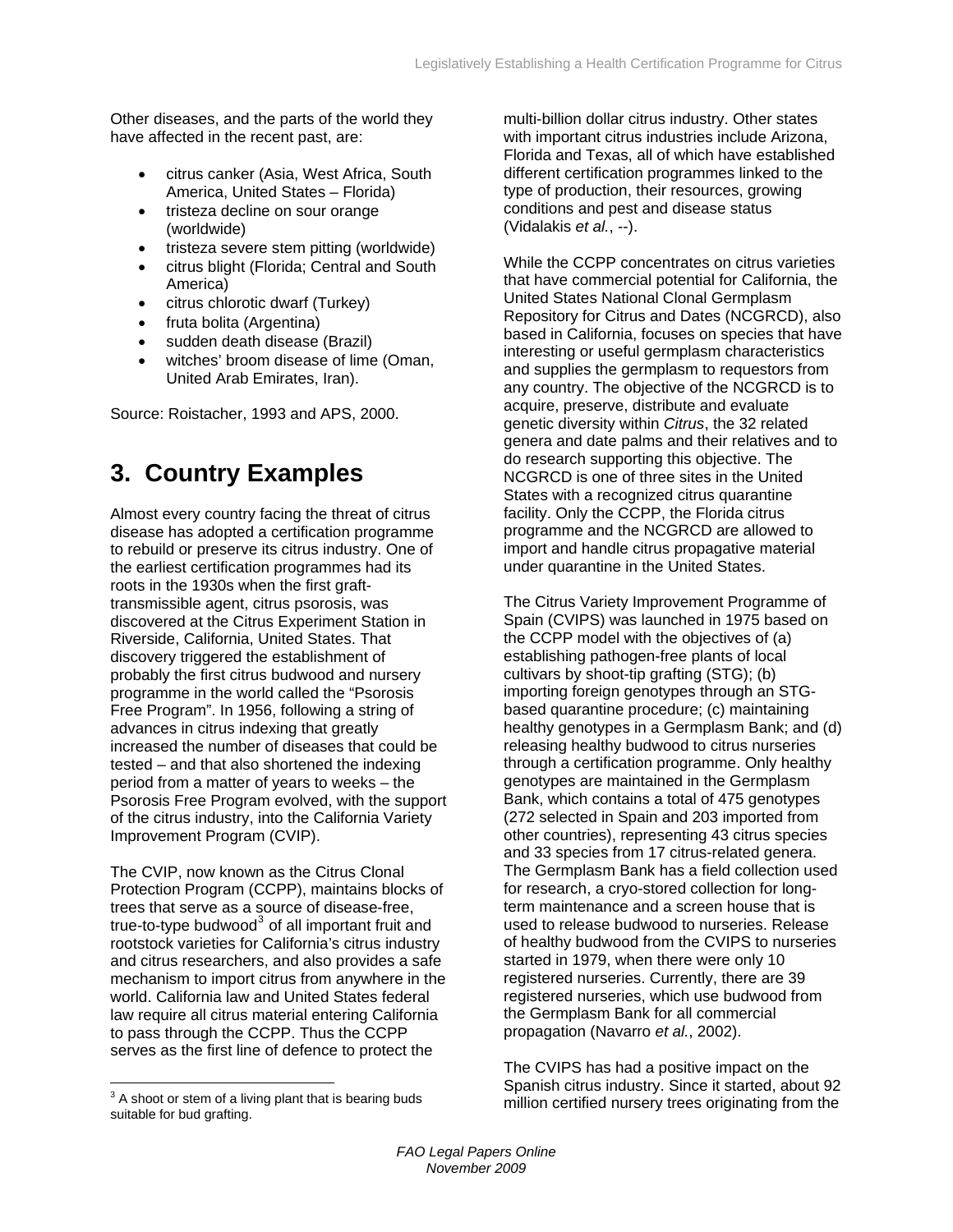Other diseases, and the parts of the world they have affected in the recent past, are:

- citrus canker (Asia, West Africa, South America, United States – Florida)
- tristeza decline on sour orange (worldwide)
- tristeza severe stem pitting (worldwide)
- citrus blight (Florida; Central and South America)
- citrus chlorotic dwarf (Turkey)
- fruta bolita (Argentina)
- sudden death disease (Brazil)
- witches' broom disease of lime (Oman, United Arab Emirates, Iran).

Source: Roistacher, 1993 and APS, 2000.

# 3. Country Examples

Almost every country facing the threat of citrus disease has adopted a certification programme to rebuild or preserve its citrus industry. One of the earliest certification programmes had its roots in the 1930s when the first graft-transmissible agent, citrus psorosis, was discovered at the Citrus Experiment Station in Riverside, California, United States. That discovery triggered the establishment of probably the first citrus budwood and nursery programme in the world called the "Psorosis Free Program". In 1956, following a string of advances in citrus indexing that greatly increased the number of diseases that could be tested – and that also shortened the indexing period from a matter of years to weeks – the Psorosis Free Program evolved, with the support of the citrus industry, into the California Variety Improvement Program (CVIP).

The CVIP, now known as the Citrus Clonal Protection Program (CCPP), maintains blocks of trees that serve as a source of disease-free, true-to-type budwood[3] of all important fruit and rootstock varieties for California's citrus industry and citrus researchers, and also provides a safe mechanism to import citrus from anywhere in the world. California law and United States federal law require all citrus material entering California to pass through the CCPP. Thus the CCPP serves as the first line of defence to protect the multi-billion dollar citrus industry. Other states with important citrus industries include Arizona, Florida and Texas, all of which have established different certification programmes linked to the type of production, their resources, growing conditions and pest and disease status (Vidalakis *et al.*, --).

While the CCPP concentrates on citrus varieties that have commercial potential for California, the United States National Clonal Germplasm Repository for Citrus and Dates (NCGRCD), also based in California, focuses on species that have interesting or useful germplasm characteristics and supplies the germplasm to requestors from any country. The objective of the NCGRCD is to acquire, preserve, distribute and evaluate genetic diversity within *Citrus*, the 32 related genera and date palms and their relatives and to do research supporting this objective. The NCGRCD is one of three sites in the United States with a recognized citrus quarantine facility. Only the CCPP, the Florida citrus programme and the NCGRCD are allowed to import and handle citrus propagative material under quarantine in the United States.

The Citrus Variety Improvement Programme of Spain (CVIPS) was launched in 1975 based on the CCPP model with the objectives of (a) establishing pathogen-free plants of local cultivars by shoot-tip grafting (STG); (b) importing foreign genotypes through an STG-based quarantine procedure; (c) maintaining healthy genotypes in a Germplasm Bank; and (d) releasing healthy budwood to citrus nurseries through a certification programme. Only healthy genotypes are maintained in the Germplasm Bank, which contains a total of 475 genotypes (272 selected in Spain and 203 imported from other countries), representing 43 citrus species and 33 species from 17 citrus-related genera. The Germplasm Bank has a field collection used for research, a cryo-stored collection for long-term maintenance and a screen house that is used to release budwood to nurseries. Release of healthy budwood from the CVIPS to nurseries started in 1979, when there were only 10 registered nurseries. Currently, there are 39 registered nurseries, which use budwood from the Germplasm Bank for all commercial propagation (Navarro *et al.*, 2002).

The CVIPS has had a positive impact on the Spanish citrus industry. Since it started, about 92 million certified nursery trees originating from the

[3] A shoot or stem of a living plant that is bearing buds suitable for bud grafting.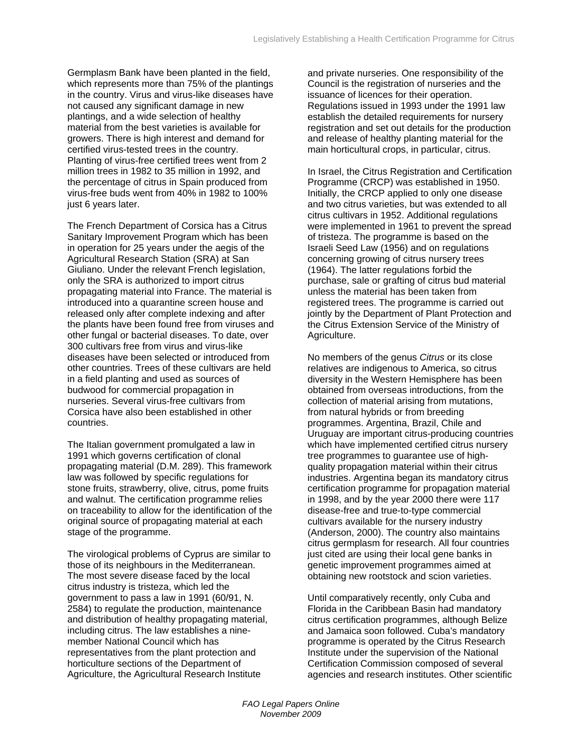Germplasm Bank have been planted in the field, which represents more than 75% of the plantings in the country. Virus and virus-like diseases have not caused any significant damage in new plantings, and a wide selection of healthy material from the best varieties is available for growers. There is high interest and demand for certified virus-tested trees in the country. Planting of virus-free certified trees went from 2 million trees in 1982 to 35 million in 1992, and the percentage of citrus in Spain produced from virus-free buds went from 40% in 1982 to 100% just 6 years later.

The French Department of Corsica has a Citrus Sanitary Improvement Program which has been in operation for 25 years under the aegis of the Agricultural Research Station (SRA) at San Giuliano. Under the relevant French legislation, only the SRA is authorized to import citrus propagating material into France. The material is introduced into a quarantine screen house and released only after complete indexing and after the plants have been found free from viruses and other fungal or bacterial diseases. To date, over 300 cultivars free from virus and virus-like diseases have been selected or introduced from other countries. Trees of these cultivars are held in a field planting and used as sources of budwood for commercial propagation in nurseries. Several virus-free cultivars from Corsica have also been established in other countries.

The Italian government promulgated a law in 1991 which governs certification of clonal propagating material (D.M. 289). This framework law was followed by specific regulations for stone fruits, strawberry, olive, citrus, pome fruits and walnut. The certification programme relies on traceability to allow for the identification of the original source of propagating material at each stage of the programme.

The virological problems of Cyprus are similar to those of its neighbours in the Mediterranean. The most severe disease faced by the local citrus industry is tristeza, which led the government to pass a law in 1991 (60/91, N. 2584) to regulate the production, maintenance and distribution of healthy propagating material, including citrus. The law establishes a nine-member National Council which has representatives from the plant protection and horticulture sections of the Department of Agriculture, the Agricultural Research Institute and private nurseries. One responsibility of the Council is the registration of nurseries and the issuance of licences for their operation. Regulations issued in 1993 under the 1991 law establish the detailed requirements for nursery registration and set out details for the production and release of healthy planting material for the main horticultural crops, in particular, citrus.

In Israel, the Citrus Registration and Certification Programme (CRCP) was established in 1950. Initially, the CRCP applied to only one disease and two citrus varieties, but was extended to all citrus cultivars in 1952. Additional regulations were implemented in 1961 to prevent the spread of tristeza. The programme is based on the Israeli Seed Law (1956) and on regulations concerning growing of citrus nursery trees (1964). The latter regulations forbid the purchase, sale or grafting of citrus bud material unless the material has been taken from registered trees. The programme is carried out jointly by the Department of Plant Protection and the Citrus Extension Service of the Ministry of Agriculture.

No members of the genus *Citrus* or its close relatives are indigenous to America, so citrus diversity in the Western Hemisphere has been obtained from overseas introductions, from the collection of material arising from mutations, from natural hybrids or from breeding programmes. Argentina, Brazil, Chile and Uruguay are important citrus-producing countries which have implemented certified citrus nursery tree programmes to guarantee use of high-quality propagation material within their citrus industries. Argentina began its mandatory citrus certification programme for propagation material in 1998, and by the year 2000 there were 117 disease-free and true-to-type commercial cultivars available for the nursery industry (Anderson, 2000). The country also maintains citrus germplasm for research. All four countries just cited are using their local gene banks in genetic improvement programmes aimed at obtaining new rootstock and scion varieties.

Until comparatively recently, only Cuba and Florida in the Caribbean Basin had mandatory citrus certification programmes, although Belize and Jamaica soon followed. Cuba's mandatory programme is operated by the Citrus Research Institute under the supervision of the National Certification Commission composed of several agencies and research institutes. Other scientific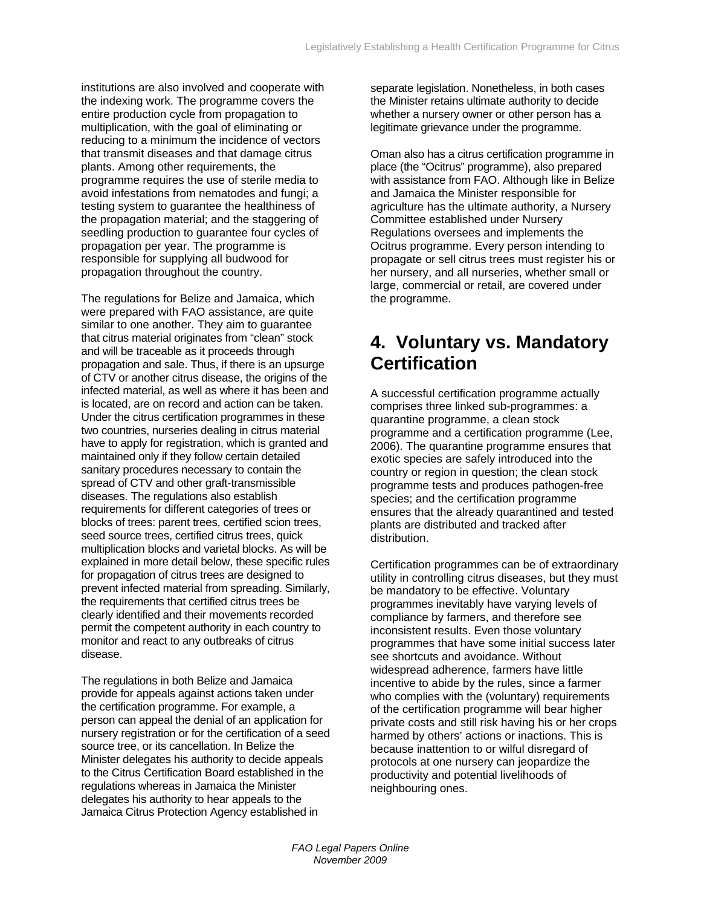institutions are also involved and cooperate with the indexing work. The programme covers the entire production cycle from propagation to multiplication, with the goal of eliminating or reducing to a minimum the incidence of vectors that transmit diseases and that damage citrus plants. Among other requirements, the programme requires the use of sterile media to avoid infestations from nematodes and fungi; a testing system to guarantee the healthiness of the propagation material; and the staggering of seedling production to guarantee four cycles of propagation per year. The programme is responsible for supplying all budwood for propagation throughout the country.

The regulations for Belize and Jamaica, which were prepared with FAO assistance, are quite similar to one another. They aim to guarantee that citrus material originates from "clean" stock and will be traceable as it proceeds through propagation and sale. Thus, if there is an upsurge of CTV or another citrus disease, the origins of the infected material, as well as where it has been and is located, are on record and action can be taken. Under the citrus certification programmes in these two countries, nurseries dealing in citrus material have to apply for registration, which is granted and maintained only if they follow certain detailed sanitary procedures necessary to contain the spread of CTV and other graft-transmissible diseases. The regulations also establish requirements for different categories of trees or blocks of trees: parent trees, certified scion trees, seed source trees, certified citrus trees, quick multiplication blocks and varietal blocks. As will be explained in more detail below, these specific rules for propagation of citrus trees are designed to prevent infected material from spreading. Similarly, the requirements that certified citrus trees be clearly identified and their movements recorded permit the competent authority in each country to monitor and react to any outbreaks of citrus disease.

The regulations in both Belize and Jamaica provide for appeals against actions taken under the certification programme. For example, a person can appeal the denial of an application for nursery registration or for the certification of a seed source tree, or its cancellation. In Belize the Minister delegates his authority to decide appeals to the Citrus Certification Board established in the regulations whereas in Jamaica the Minister delegates his authority to hear appeals to the Jamaica Citrus Protection Agency established in separate legislation. Nonetheless, in both cases the Minister retains ultimate authority to decide whether a nursery owner or other person has a legitimate grievance under the programme.

Oman also has a citrus certification programme in place (the "Ocitrus" programme), also prepared with assistance from FAO. Although like in Belize and Jamaica the Minister responsible for agriculture has the ultimate authority, a Nursery Committee established under Nursery Regulations oversees and implements the Ocitrus programme. Every person intending to propagate or sell citrus trees must register his or her nursery, and all nurseries, whether small or large, commercial or retail, are covered under the programme.

# 4. Voluntary vs. Mandatory Certification

A successful certification programme actually comprises three linked sub-programmes: a quarantine programme, a clean stock programme and a certification programme (Lee, 2006). The quarantine programme ensures that exotic species are safely introduced into the country or region in question; the clean stock programme tests and produces pathogen-free species; and the certification programme ensures that the already quarantined and tested plants are distributed and tracked after distribution.

Certification programmes can be of extraordinary utility in controlling citrus diseases, but they must be mandatory to be effective. Voluntary programmes inevitably have varying levels of compliance by farmers, and therefore see inconsistent results. Even those voluntary programmes that have some initial success later see shortcuts and avoidance. Without widespread adherence, farmers have little incentive to abide by the rules, since a farmer who complies with the (voluntary) requirements of the certification programme will bear higher private costs and still risk having his or her crops harmed by others' actions or inactions. This is because inattention to or wilful disregard of protocols at one nursery can jeopardize the productivity and potential livelihoods of neighbouring ones.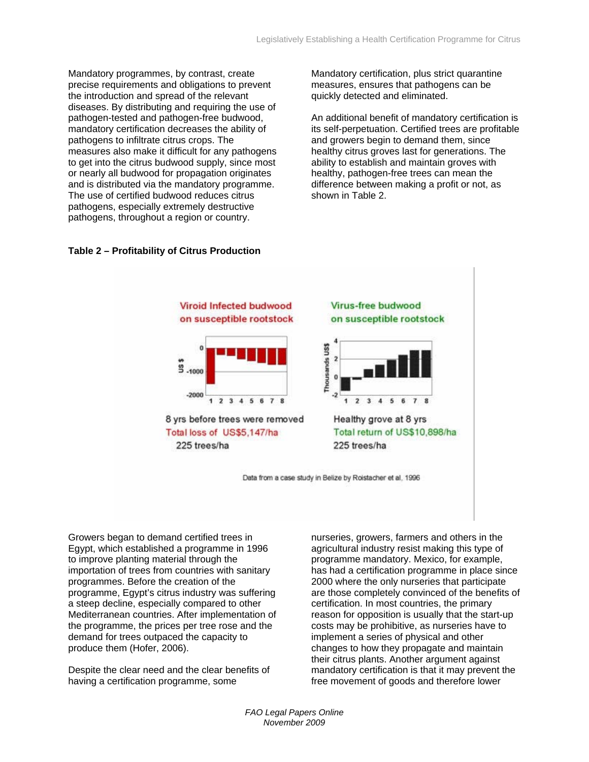Mandatory programmes, by contrast, create precise requirements and obligations to prevent the introduction and spread of the relevant diseases. By distributing and requiring the use of pathogen-tested and pathogen-free budwood, mandatory certification decreases the ability of pathogens to infiltrate citrus crops. The measures also make it difficult for any pathogens to get into the citrus budwood supply, since most or nearly all budwood for propagation originates and is distributed via the mandatory programme. The use of certified budwood reduces citrus pathogens, especially extremely destructive pathogens, throughout a region or country.

Mandatory certification, plus strict quarantine measures, ensures that pathogens can be quickly detected and eliminated.

An additional benefit of mandatory certification is its self-perpetuation. Certified trees are profitable and growers begin to demand them, since healthy citrus groves last for generations. The ability to establish and maintain groves with healthy, pathogen-free trees can mean the difference between making a profit or not, as shown in Table 2.

**Table 2 – Profitability of Citrus Production**

Viroid Infected budwood on susceptible rootstock

8 yrs before trees were removed
Total loss of US$5,147/ha
225 trees/ha

Virus-free budwood on susceptible rootstock

Healthy grove at 8 yrs
Total return of US$10,898/ha
225 trees/ha

Data from a case study in Belize by Roistacher et al, 1996

Growers began to demand certified trees in Egypt, which established a programme in 1996 to improve planting material through the importation of trees from countries with sanitary programmes. Before the creation of the programme, Egypt's citrus industry was suffering a steep decline, especially compared to other Mediterranean countries. After implementation of the programme, the prices per tree rose and the demand for trees outpaced the capacity to produce them (Hofer, 2006).

Despite the clear need and the clear benefits of having a certification programme, some nurseries, growers, farmers and others in the agricultural industry resist making this type of programme mandatory. Mexico, for example, has had a certification programme in place since 2000 where the only nurseries that participate are those completely convinced of the benefits of certification. In most countries, the primary reason for opposition is usually that the start-up costs may be prohibitive, as nurseries have to implement a series of physical and other changes to how they propagate and maintain their citrus plants. Another argument against mandatory certification is that it may prevent the free movement of goods and therefore lower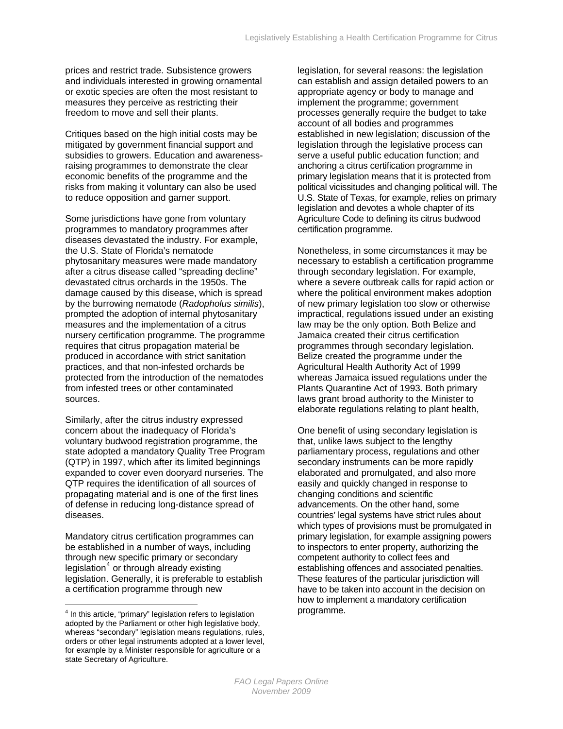prices and restrict trade. Subsistence growers and individuals interested in growing ornamental or exotic species are often the most resistant to measures they perceive as restricting their freedom to move and sell their plants.

Critiques based on the high initial costs may be mitigated by government financial support and subsidies to growers. Education and awareness-raising programmes to demonstrate the clear economic benefits of the programme and the risks from making it voluntary can also be used to reduce opposition and garner support.

Some jurisdictions have gone from voluntary programmes to mandatory programmes after diseases devastated the industry. For example, the U.S. State of Florida's nematode phytosanitary measures were made mandatory after a citrus disease called "spreading decline" devastated citrus orchards in the 1950s. The damage caused by this disease, which is spread by the burrowing nematode (*Radopholus similis*), prompted the adoption of internal phytosanitary measures and the implementation of a citrus nursery certification programme. The programme requires that citrus propagation material be produced in accordance with strict sanitation practices, and that non-infested orchards be protected from the introduction of the nematodes from infested trees or other contaminated sources.

Similarly, after the citrus industry expressed concern about the inadequacy of Florida's voluntary budwood registration programme, the state adopted a mandatory Quality Tree Program (QTP) in 1997, which after its limited beginnings expanded to cover even dooryard nurseries. The QTP requires the identification of all sources of propagating material and is one of the first lines of defense in reducing long-distance spread of diseases.

Mandatory citrus certification programmes can be established in a number of ways, including through new specific primary or secondary legislation[4] or through already existing legislation. Generally, it is preferable to establish a certification programme through new legislation, for several reasons: the legislation can establish and assign detailed powers to an appropriate agency or body to manage and implement the programme; government processes generally require the budget to take account of all bodies and programmes established in new legislation; discussion of the legislation through the legislative process can serve a useful public education function; and anchoring a citrus certification programme in primary legislation means that it is protected from political vicissitudes and changing political will. The U.S. State of Texas, for example, relies on primary legislation and devotes a whole chapter of its Agriculture Code to defining its citrus budwood certification programme.

Nonetheless, in some circumstances it may be necessary to establish a certification programme through secondary legislation. For example, where a severe outbreak calls for rapid action or where the political environment makes adoption of new primary legislation too slow or otherwise impractical, regulations issued under an existing law may be the only option. Both Belize and Jamaica created their citrus certification programmes through secondary legislation. Belize created the programme under the Agricultural Health Authority Act of 1999 whereas Jamaica issued regulations under the Plants Quarantine Act of 1993. Both primary laws grant broad authority to the Minister to elaborate regulations relating to plant health,

One benefit of using secondary legislation is that, unlike laws subject to the lengthy parliamentary process, regulations and other secondary instruments can be more rapidly elaborated and promulgated, and also more easily and quickly changed in response to changing conditions and scientific advancements. On the other hand, some countries' legal systems have strict rules about which types of provisions must be promulgated in primary legislation, for example assigning powers to inspectors to enter property, authorizing the competent authority to collect fees and establishing offences and associated penalties. These features of the particular jurisdiction will have to be taken into account in the decision on how to implement a mandatory certification programme.

[4] In this article, "primary" legislation refers to legislation adopted by the Parliament or other high legislative body, whereas "secondary" legislation means regulations, rules, orders or other legal instruments adopted at a lower level, for example by a Minister responsible for agriculture or a state Secretary of Agriculture.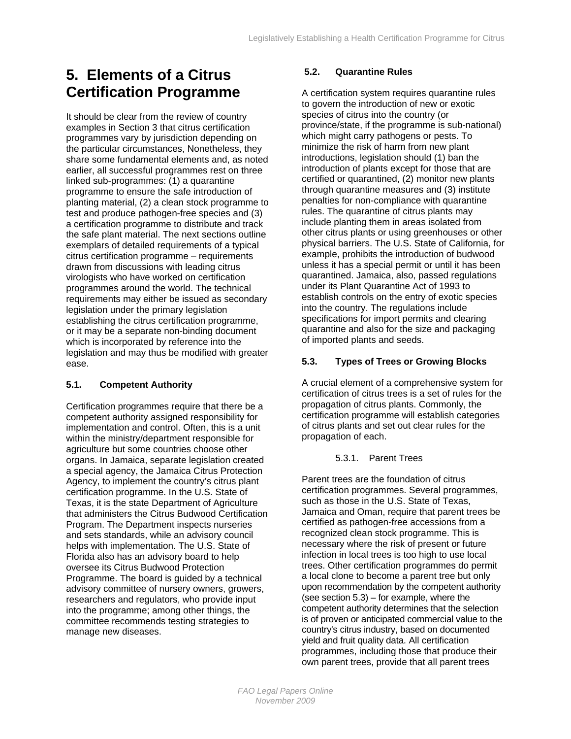# 5. Elements of a Citrus Certification Programme

It should be clear from the review of country examples in Section 3 that citrus certification programmes vary by jurisdiction depending on the particular circumstances, Nonetheless, they share some fundamental elements and, as noted earlier, all successful programmes rest on three linked sub-programmes: (1) a quarantine programme to ensure the safe introduction of planting material, (2) a clean stock programme to test and produce pathogen-free species and (3) a certification programme to distribute and track the safe plant material. The next sections outline exemplars of detailed requirements of a typical citrus certification programme – requirements drawn from discussions with leading citrus virologists who have worked on certification programmes around the world. The technical requirements may either be issued as secondary legislation under the primary legislation establishing the citrus certification programme, or it may be a separate non-binding document which is incorporated by reference into the legislation and may thus be modified with greater ease.

### 5.1. Competent Authority

Certification programmes require that there be a competent authority assigned responsibility for implementation and control. Often, this is a unit within the ministry/department responsible for agriculture but some countries choose other organs. In Jamaica, separate legislation created a special agency, the Jamaica Citrus Protection Agency, to implement the country's citrus plant certification programme. In the U.S. State of Texas, it is the state Department of Agriculture that administers the Citrus Budwood Certification Program. The Department inspects nurseries and sets standards, while an advisory council helps with implementation. The U.S. State of Florida also has an advisory board to help oversee its Citrus Budwood Protection Programme. The board is guided by a technical advisory committee of nursery owners, growers, researchers and regulators, who provide input into the programme; among other things, the committee recommends testing strategies to manage new diseases.

### 5.2. Quarantine Rules

A certification system requires quarantine rules to govern the introduction of new or exotic species of citrus into the country (or province/state, if the programme is sub-national) which might carry pathogens or pests. To minimize the risk of harm from new plant introductions, legislation should (1) ban the introduction of plants except for those that are certified or quarantined, (2) monitor new plants through quarantine measures and (3) institute penalties for non-compliance with quarantine rules. The quarantine of citrus plants may include planting them in areas isolated from other citrus plants or using greenhouses or other physical barriers. The U.S. State of California, for example, prohibits the introduction of budwood unless it has a special permit or until it has been quarantined. Jamaica, also, passed regulations under its Plant Quarantine Act of 1993 to establish controls on the entry of exotic species into the country. The regulations include specifications for import permits and clearing quarantine and also for the size and packaging of imported plants and seeds.

### 5.3. Types of Trees or Growing Blocks

A crucial element of a comprehensive system for certification of citrus trees is a set of rules for the propagation of citrus plants. Commonly, the certification programme will establish categories of citrus plants and set out clear rules for the propagation of each.

#### 5.3.1. Parent Trees

Parent trees are the foundation of citrus certification programmes. Several programmes, such as those in the U.S. State of Texas, Jamaica and Oman, require that parent trees be certified as pathogen-free accessions from a recognized clean stock programme. This is necessary where the risk of present or future infection in local trees is too high to use local trees. Other certification programmes do permit a local clone to become a parent tree but only upon recommendation by the competent authority (see section 5.3) – for example, where the competent authority determines that the selection is of proven or anticipated commercial value to the country's citrus industry, based on documented yield and fruit quality data. All certification programmes, including those that produce their own parent trees, provide that all parent trees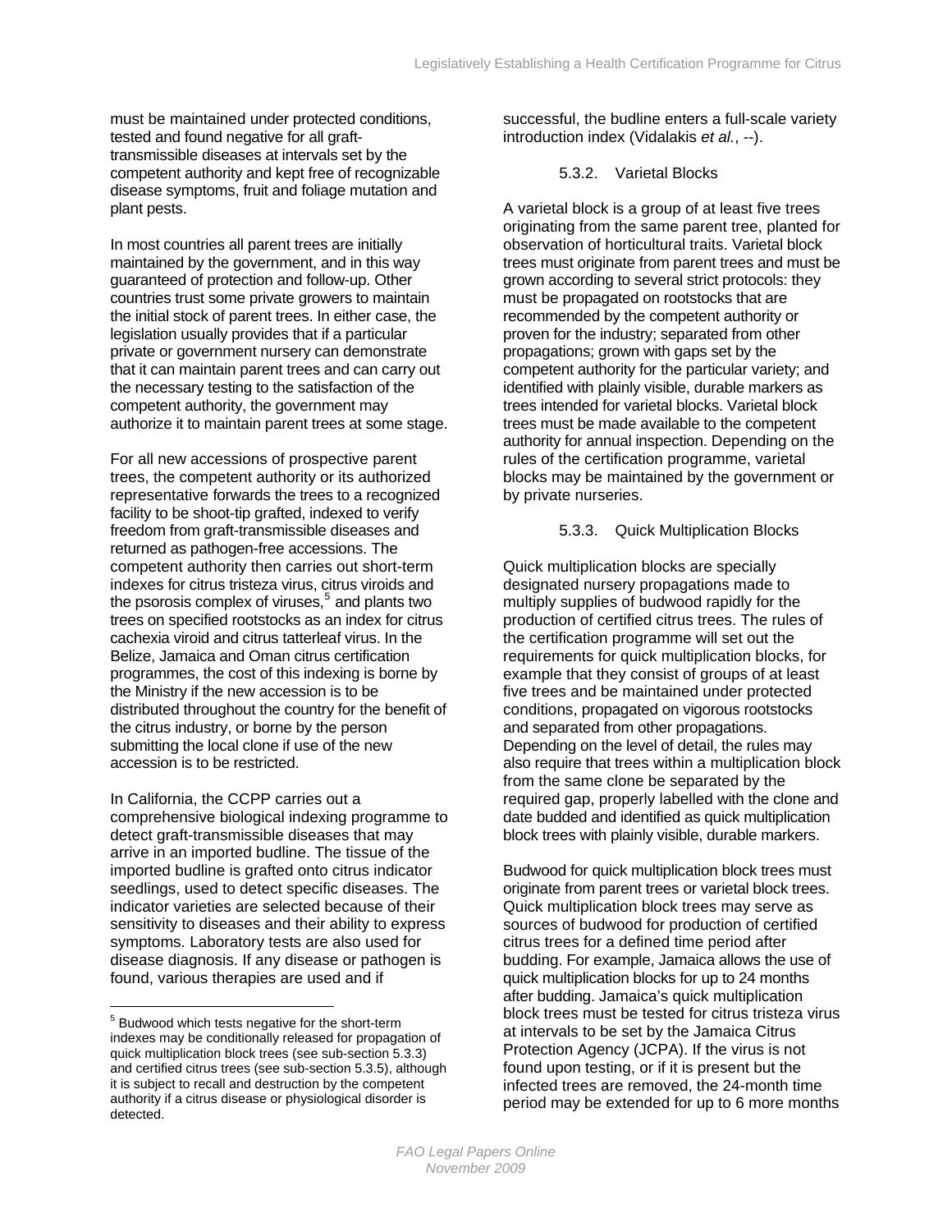must be maintained under protected conditions, tested and found negative for all graft-transmissible diseases at intervals set by the competent authority and kept free of recognizable disease symptoms, fruit and foliage mutation and plant pests.

In most countries all parent trees are initially maintained by the government, and in this way guaranteed of protection and follow-up. Other countries trust some private growers to maintain the initial stock of parent trees. In either case, the legislation usually provides that if a particular private or government nursery can demonstrate that it can maintain parent trees and can carry out the necessary testing to the satisfaction of the competent authority, the government may authorize it to maintain parent trees at some stage.

For all new accessions of prospective parent trees, the competent authority or its authorized representative forwards the trees to a recognized facility to be shoot-tip grafted, indexed to verify freedom from graft-transmissible diseases and returned as pathogen-free accessions. The competent authority then carries out short-term indexes for citrus tristeza virus, citrus viroids and the psorosis complex of viruses,[5] and plants two trees on specified rootstocks as an index for citrus cachexia viroid and citrus tatterleaf virus. In the Belize, Jamaica and Oman citrus certification programmes, the cost of this indexing is borne by the Ministry if the new accession is to be distributed throughout the country for the benefit of the citrus industry, or borne by the person submitting the local clone if use of the new accession is to be restricted.

In California, the CCPP carries out a comprehensive biological indexing programme to detect graft-transmissible diseases that may arrive in an imported budline. The tissue of the imported budline is grafted onto citrus indicator seedlings, used to detect specific diseases. The indicator varieties are selected because of their sensitivity to diseases and their ability to express symptoms. Laboratory tests are also used for disease diagnosis. If any disease or pathogen is found, various therapies are used and if successful, the budline enters a full-scale variety introduction index (Vidalakis *et al.*, --).

#### 5.3.2. Varietal Blocks

A varietal block is a group of at least five trees originating from the same parent tree, planted for observation of horticultural traits. Varietal block trees must originate from parent trees and must be grown according to several strict protocols: they must be propagated on rootstocks that are recommended by the competent authority or proven for the industry; separated from other propagations; grown with gaps set by the competent authority for the particular variety; and identified with plainly visible, durable markers as trees intended for varietal blocks. Varietal block trees must be made available to the competent authority for annual inspection. Depending on the rules of the certification programme, varietal blocks may be maintained by the government or by private nurseries.

#### 5.3.3. Quick Multiplication Blocks

Quick multiplication blocks are specially designated nursery propagations made to multiply supplies of budwood rapidly for the production of certified citrus trees. The rules of the certification programme will set out the requirements for quick multiplication blocks, for example that they consist of groups of at least five trees and be maintained under protected conditions, propagated on vigorous rootstocks and separated from other propagations. Depending on the level of detail, the rules may also require that trees within a multiplication block from the same clone be separated by the required gap, properly labelled with the clone and date budded and identified as quick multiplication block trees with plainly visible, durable markers.

Budwood for quick multiplication block trees must originate from parent trees or varietal block trees. Quick multiplication block trees may serve as sources of budwood for production of certified citrus trees for a defined time period after budding. For example, Jamaica allows the use of quick multiplication blocks for up to 24 months after budding. Jamaica's quick multiplication block trees must be tested for citrus tristeza virus at intervals to be set by the Jamaica Citrus Protection Agency (JCPA). If the virus is not found upon testing, or if it is present but the infected trees are removed, the 24-month time period may be extended for up to 6 more months

---

[5] Budwood which tests negative for the short-term indexes may be conditionally released for propagation of quick multiplication block trees (see sub-section 5.3.3) and certified citrus trees (see sub-section 5.3.5), although it is subject to recall and destruction by the competent authority if a citrus disease or physiological disorder is detected.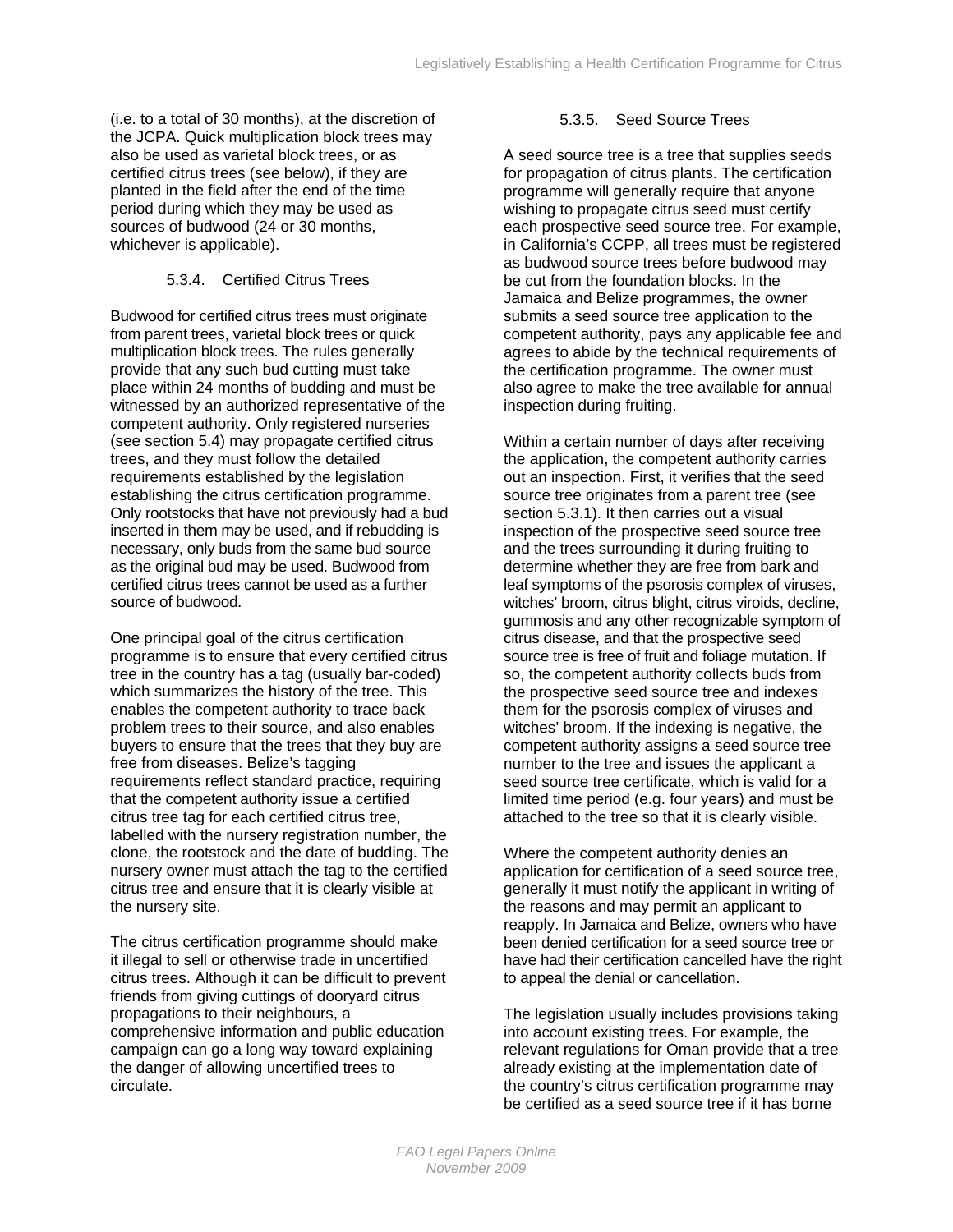(i.e. to a total of 30 months), at the discretion of the JCPA. Quick multiplication block trees may also be used as varietal block trees, or as certified citrus trees (see below), if they are planted in the field after the end of the time period during which they may be used as sources of budwood (24 or 30 months, whichever is applicable).

#### 5.3.4. Certified Citrus Trees

Budwood for certified citrus trees must originate from parent trees, varietal block trees or quick multiplication block trees. The rules generally provide that any such bud cutting must take place within 24 months of budding and must be witnessed by an authorized representative of the competent authority. Only registered nurseries (see section 5.4) may propagate certified citrus trees, and they must follow the detailed requirements established by the legislation establishing the citrus certification programme. Only rootstocks that have not previously had a bud inserted in them may be used, and if rebudding is necessary, only buds from the same bud source as the original bud may be used. Budwood from certified citrus trees cannot be used as a further source of budwood.

One principal goal of the citrus certification programme is to ensure that every certified citrus tree in the country has a tag (usually bar-coded) which summarizes the history of the tree. This enables the competent authority to trace back problem trees to their source, and also enables buyers to ensure that the trees that they buy are free from diseases. Belize's tagging requirements reflect standard practice, requiring that the competent authority issue a certified citrus tree tag for each certified citrus tree, labelled with the nursery registration number, the clone, the rootstock and the date of budding. The nursery owner must attach the tag to the certified citrus tree and ensure that it is clearly visible at the nursery site.

The citrus certification programme should make it illegal to sell or otherwise trade in uncertified citrus trees. Although it can be difficult to prevent friends from giving cuttings of dooryard citrus propagations to their neighbours, a comprehensive information and public education campaign can go a long way toward explaining the danger of allowing uncertified trees to circulate.

#### 5.3.5. Seed Source Trees

A seed source tree is a tree that supplies seeds for propagation of citrus plants. The certification programme will generally require that anyone wishing to propagate citrus seed must certify each prospective seed source tree. For example, in California's CCPP, all trees must be registered as budwood source trees before budwood may be cut from the foundation blocks. In the Jamaica and Belize programmes, the owner submits a seed source tree application to the competent authority, pays any applicable fee and agrees to abide by the technical requirements of the certification programme. The owner must also agree to make the tree available for annual inspection during fruiting.

Within a certain number of days after receiving the application, the competent authority carries out an inspection. First, it verifies that the seed source tree originates from a parent tree (see section 5.3.1). It then carries out a visual inspection of the prospective seed source tree and the trees surrounding it during fruiting to determine whether they are free from bark and leaf symptoms of the psorosis complex of viruses, witches' broom, citrus blight, citrus viroids, decline, gummosis and any other recognizable symptom of citrus disease, and that the prospective seed source tree is free of fruit and foliage mutation. If so, the competent authority collects buds from the prospective seed source tree and indexes them for the psorosis complex of viruses and witches' broom. If the indexing is negative, the competent authority assigns a seed source tree number to the tree and issues the applicant a seed source tree certificate, which is valid for a limited time period (e.g. four years) and must be attached to the tree so that it is clearly visible.

Where the competent authority denies an application for certification of a seed source tree, generally it must notify the applicant in writing of the reasons and may permit an applicant to reapply. In Jamaica and Belize, owners who have been denied certification for a seed source tree or have had their certification cancelled have the right to appeal the denial or cancellation.

The legislation usually includes provisions taking into account existing trees. For example, the relevant regulations for Oman provide that a tree already existing at the implementation date of the country's citrus certification programme may be certified as a seed source tree if it has borne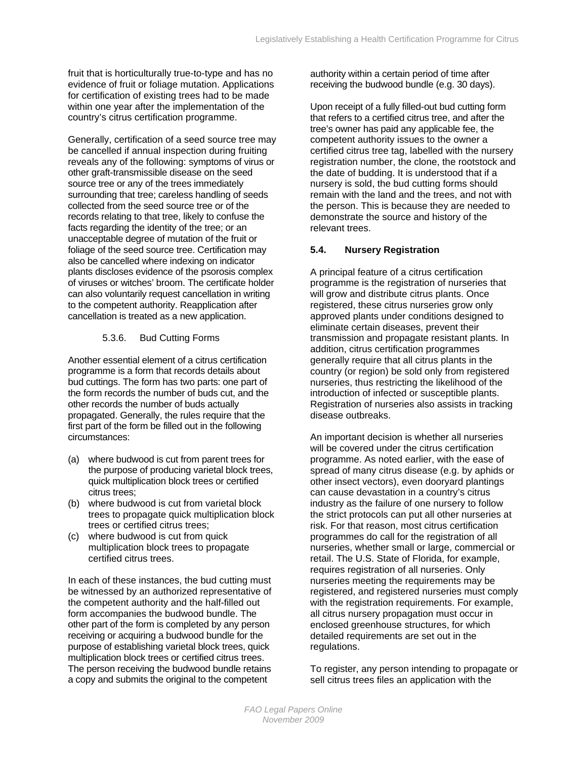fruit that is horticulturally true-to-type and has no evidence of fruit or foliage mutation. Applications for certification of existing trees had to be made within one year after the implementation of the country's citrus certification programme.

Generally, certification of a seed source tree may be cancelled if annual inspection during fruiting reveals any of the following: symptoms of virus or other graft-transmissible disease on the seed source tree or any of the trees immediately surrounding that tree; careless handling of seeds collected from the seed source tree or of the records relating to that tree, likely to confuse the facts regarding the identity of the tree; or an unacceptable degree of mutation of the fruit or foliage of the seed source tree. Certification may also be cancelled where indexing on indicator plants discloses evidence of the psorosis complex of viruses or witches' broom. The certificate holder can also voluntarily request cancellation in writing to the competent authority. Reapplication after cancellation is treated as a new application.

#### 5.3.6. Bud Cutting Forms

Another essential element of a citrus certification programme is a form that records details about bud cuttings. The form has two parts: one part of the form records the number of buds cut, and the other records the number of buds actually propagated. Generally, the rules require that the first part of the form be filled out in the following circumstances:

(a) where budwood is cut from parent trees for the purpose of producing varietal block trees, quick multiplication block trees or certified citrus trees;
(b) where budwood is cut from varietal block trees to propagate quick multiplication block trees or certified citrus trees;
(c) where budwood is cut from quick multiplication block trees to propagate certified citrus trees.

In each of these instances, the bud cutting must be witnessed by an authorized representative of the competent authority and the half-filled out form accompanies the budwood bundle. The other part of the form is completed by any person receiving or acquiring a budwood bundle for the purpose of establishing varietal block trees, quick multiplication block trees or certified citrus trees. The person receiving the budwood bundle retains a copy and submits the original to the competent authority within a certain period of time after receiving the budwood bundle (e.g. 30 days).

Upon receipt of a fully filled-out bud cutting form that refers to a certified citrus tree, and after the tree's owner has paid any applicable fee, the competent authority issues to the owner a certified citrus tree tag, labelled with the nursery registration number, the clone, the rootstock and the date of budding. It is understood that if a nursery is sold, the bud cutting forms should remain with the land and the trees, and not with the person. This is because they are needed to demonstrate the source and history of the relevant trees.

### 5.4. Nursery Registration

A principal feature of a citrus certification programme is the registration of nurseries that will grow and distribute citrus plants. Once registered, these citrus nurseries grow only approved plants under conditions designed to eliminate certain diseases, prevent their transmission and propagate resistant plants. In addition, citrus certification programmes generally require that all citrus plants in the country (or region) be sold only from registered nurseries, thus restricting the likelihood of the introduction of infected or susceptible plants. Registration of nurseries also assists in tracking disease outbreaks.

An important decision is whether all nurseries will be covered under the citrus certification programme. As noted earlier, with the ease of spread of many citrus disease (e.g. by aphids or other insect vectors), even dooryard plantings can cause devastation in a country's citrus industry as the failure of one nursery to follow the strict protocols can put all other nurseries at risk. For that reason, most citrus certification programmes do call for the registration of all nurseries, whether small or large, commercial or retail. The U.S. State of Florida, for example, requires registration of all nurseries. Only nurseries meeting the requirements may be registered, and registered nurseries must comply with the registration requirements. For example, all citrus nursery propagation must occur in enclosed greenhouse structures, for which detailed requirements are set out in the regulations.

To register, any person intending to propagate or sell citrus trees files an application with the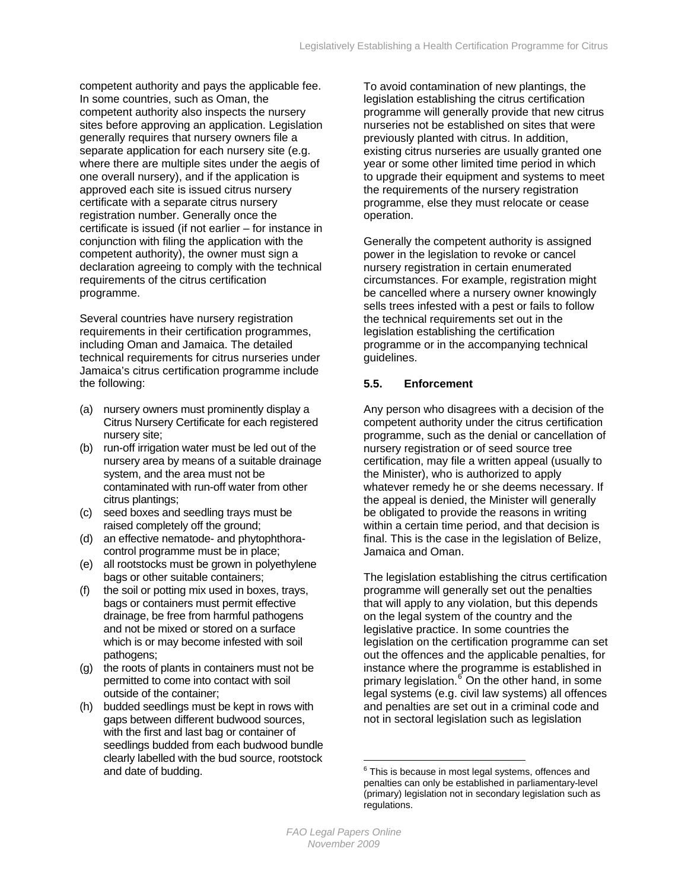competent authority and pays the applicable fee. In some countries, such as Oman, the competent authority also inspects the nursery sites before approving an application. Legislation generally requires that nursery owners file a separate application for each nursery site (e.g. where there are multiple sites under the aegis of one overall nursery), and if the application is approved each site is issued citrus nursery certificate with a separate citrus nursery registration number. Generally once the certificate is issued (if not earlier – for instance in conjunction with filing the application with the competent authority), the owner must sign a declaration agreeing to comply with the technical requirements of the citrus certification programme.

Several countries have nursery registration requirements in their certification programmes, including Oman and Jamaica. The detailed technical requirements for citrus nurseries under Jamaica's citrus certification programme include the following:

(a) nursery owners must prominently display a Citrus Nursery Certificate for each registered nursery site;
(b) run-off irrigation water must be led out of the nursery area by means of a suitable drainage system, and the area must not be contaminated with run-off water from other citrus plantings;
(c) seed boxes and seedling trays must be raised completely off the ground;
(d) an effective nematode- and phytophthora-control programme must be in place;
(e) all rootstocks must be grown in polyethylene bags or other suitable containers;
(f) the soil or potting mix used in boxes, trays, bags or containers must permit effective drainage, be free from harmful pathogens and not be mixed or stored on a surface which is or may become infested with soil pathogens;
(g) the roots of plants in containers must not be permitted to come into contact with soil outside of the container;
(h) budded seedlings must be kept in rows with gaps between different budwood sources, with the first and last bag or container of seedlings budded from each budwood bundle clearly labelled with the bud source, rootstock and date of budding.

To avoid contamination of new plantings, the legislation establishing the citrus certification programme will generally provide that new citrus nurseries not be established on sites that were previously planted with citrus. In addition, existing citrus nurseries are usually granted one year or some other limited time period in which to upgrade their equipment and systems to meet the requirements of the nursery registration programme, else they must relocate or cease operation.

Generally the competent authority is assigned power in the legislation to revoke or cancel nursery registration in certain enumerated circumstances. For example, registration might be cancelled where a nursery owner knowingly sells trees infested with a pest or fails to follow the technical requirements set out in the legislation establishing the certification programme or in the accompanying technical guidelines.

### 5.5. Enforcement

Any person who disagrees with a decision of the competent authority under the citrus certification programme, such as the denial or cancellation of nursery registration or of seed source tree certification, may file a written appeal (usually to the Minister), who is authorized to apply whatever remedy he or she deems necessary. If the appeal is denied, the Minister will generally be obligated to provide the reasons in writing within a certain time period, and that decision is final. This is the case in the legislation of Belize, Jamaica and Oman.

The legislation establishing the citrus certification programme will generally set out the penalties that will apply to any violation, but this depends on the legal system of the country and the legislative practice. In some countries the legislation on the certification programme can set out the offences and the applicable penalties, for instance where the programme is established in primary legislation.[6] On the other hand, in some legal systems (e.g. civil law systems) all offences and penalties are set out in a criminal code and not in sectoral legislation such as legislation

[6] This is because in most legal systems, offences and penalties can only be established in parliamentary-level (primary) legislation not in secondary legislation such as regulations.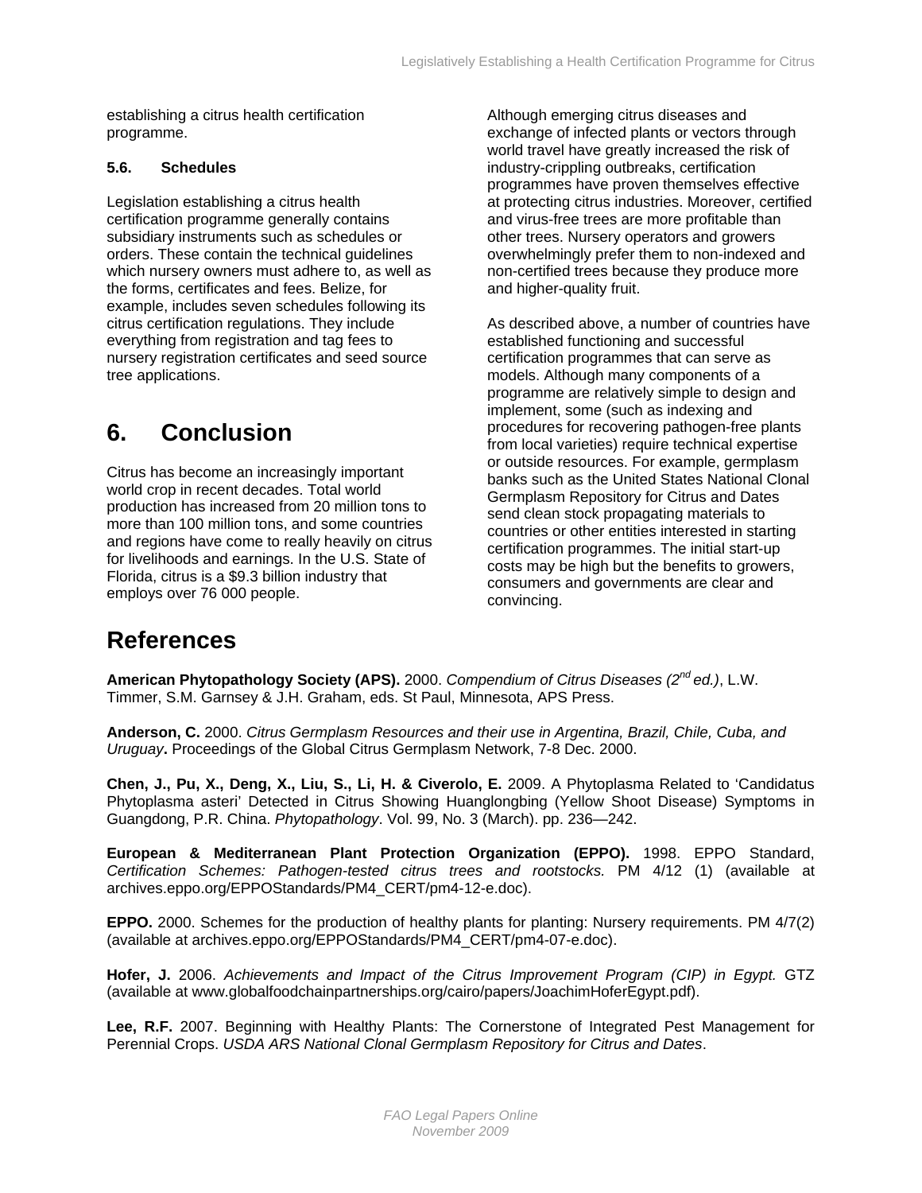establishing a citrus health certification programme.

### 5.6. Schedules

Legislation establishing a citrus health certification programme generally contains subsidiary instruments such as schedules or orders. These contain the technical guidelines which nursery owners must adhere to, as well as the forms, certificates and fees. Belize, for example, includes seven schedules following its citrus certification regulations. They include everything from registration and tag fees to nursery registration certificates and seed source tree applications.

# 6. Conclusion

Citrus has become an increasingly important world crop in recent decades. Total world production has increased from 20 million tons to more than 100 million tons, and some countries and regions have come to really heavily on citrus for livelihoods and earnings. In the U.S. State of Florida, citrus is a $9.3 billion industry that employs over 76 000 people.

Although emerging citrus diseases and exchange of infected plants or vectors through world travel have greatly increased the risk of industry-crippling outbreaks, certification programmes have proven themselves effective at protecting citrus industries. Moreover, certified and virus-free trees are more profitable than other trees. Nursery operators and growers overwhelmingly prefer them to non-indexed and non-certified trees because they produce more and higher-quality fruit.

As described above, a number of countries have established functioning and successful certification programmes that can serve as models. Although many components of a programme are relatively simple to design and implement, some (such as indexing and procedures for recovering pathogen-free plants from local varieties) require technical expertise or outside resources. For example, germplasm banks such as the United States National Clonal Germplasm Repository for Citrus and Dates send clean stock propagating materials to countries or other entities interested in starting certification programmes. The initial start-up costs may be high but the benefits to growers, consumers and governments are clear and convincing.

# References

**American Phytopathology Society (APS).** 2000. *Compendium of Citrus Diseases (2nd ed.)*, L.W. Timmer, S.M. Garnsey & J.H. Graham, eds. St Paul, Minnesota, APS Press.

**Anderson, C.** 2000. *Citrus Germplasm Resources and their use in Argentina, Brazil, Chile, Cuba, and Uruguay***.** Proceedings of the Global Citrus Germplasm Network, 7-8 Dec. 2000.

**Chen, J., Pu, X., Deng, X., Liu, S., Li, H. & Civerolo, E.** 2009. A Phytoplasma Related to 'Candidatus Phytoplasma asteri' Detected in Citrus Showing Huanglongbing (Yellow Shoot Disease) Symptoms in Guangdong, P.R. China. *Phytopathology*. Vol. 99, No. 3 (March). pp. 236—242.

**European & Mediterranean Plant Protection Organization (EPPO).** 1998. EPPO Standard, *Certification Schemes: Pathogen-tested citrus trees and rootstocks.* PM 4/12 (1) (available at archives.eppo.org/EPPOStandards/PM4_CERT/pm4-12-e.doc).

**EPPO.** 2000. Schemes for the production of healthy plants for planting: Nursery requirements. PM 4/7(2) (available at archives.eppo.org/EPPOStandards/PM4_CERT/pm4-07-e.doc).

**Hofer, J.** 2006. *Achievements and Impact of the Citrus Improvement Program (CIP) in Egypt.* GTZ (available at www.globalfoodchainpartnerships.org/cairo/papers/JoachimHoferEgypt.pdf).

**Lee, R.F.** 2007. Beginning with Healthy Plants: The Cornerstone of Integrated Pest Management for Perennial Crops. *USDA ARS National Clonal Germplasm Repository for Citrus and Dates*.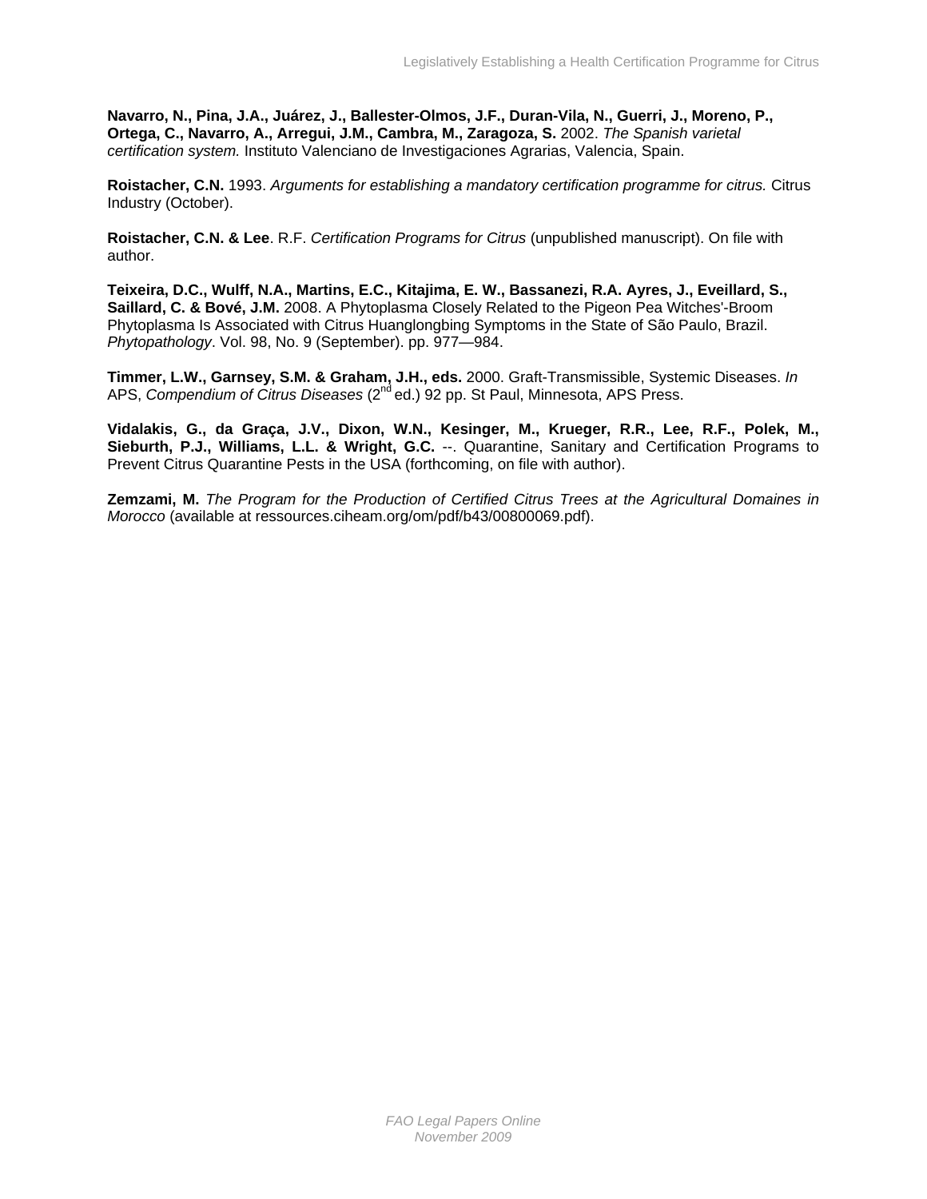**Navarro, N., Pina, J.A., Juárez, J., Ballester-Olmos, J.F., Duran-Vila, N., Guerri, J., Moreno, P., Ortega, C., Navarro, A., Arregui, J.M., Cambra, M., Zaragoza, S.** 2002. *The Spanish varietal certification system.* Instituto Valenciano de Investigaciones Agrarias, Valencia, Spain.

**Roistacher, C.N.** 1993. *Arguments for establishing a mandatory certification programme for citrus.* Citrus Industry (October).

**Roistacher, C.N. & Lee**. R.F. *Certification Programs for Citrus* (unpublished manuscript). On file with author.

**Teixeira, D.C., Wulff, N.A., Martins, E.C., Kitajima, E. W., Bassanezi, R.A. Ayres, J., Eveillard, S., Saillard, C. & Bové, J.M.** 2008. A Phytoplasma Closely Related to the Pigeon Pea Witches'-Broom Phytoplasma Is Associated with Citrus Huanglongbing Symptoms in the State of São Paulo, Brazil. *Phytopathology*. Vol. 98, No. 9 (September). pp. 977—984.

**Timmer, L.W., Garnsey, S.M. & Graham, J.H., eds.** 2000. Graft-Transmissible, Systemic Diseases. *In* APS, *Compendium of Citrus Diseases* (2nd ed.) 92 pp. St Paul, Minnesota, APS Press.

**Vidalakis, G., da Graça, J.V., Dixon, W.N., Kesinger, M., Krueger, R.R., Lee, R.F., Polek, M., Sieburth, P.J., Williams, L.L. & Wright, G.C.** --. Quarantine, Sanitary and Certification Programs to Prevent Citrus Quarantine Pests in the USA (forthcoming, on file with author).

**Zemzami, M.** *The Program for the Production of Certified Citrus Trees at the Agricultural Domaines in Morocco* (available at ressources.ciheam.org/om/pdf/b43/00800069.pdf).